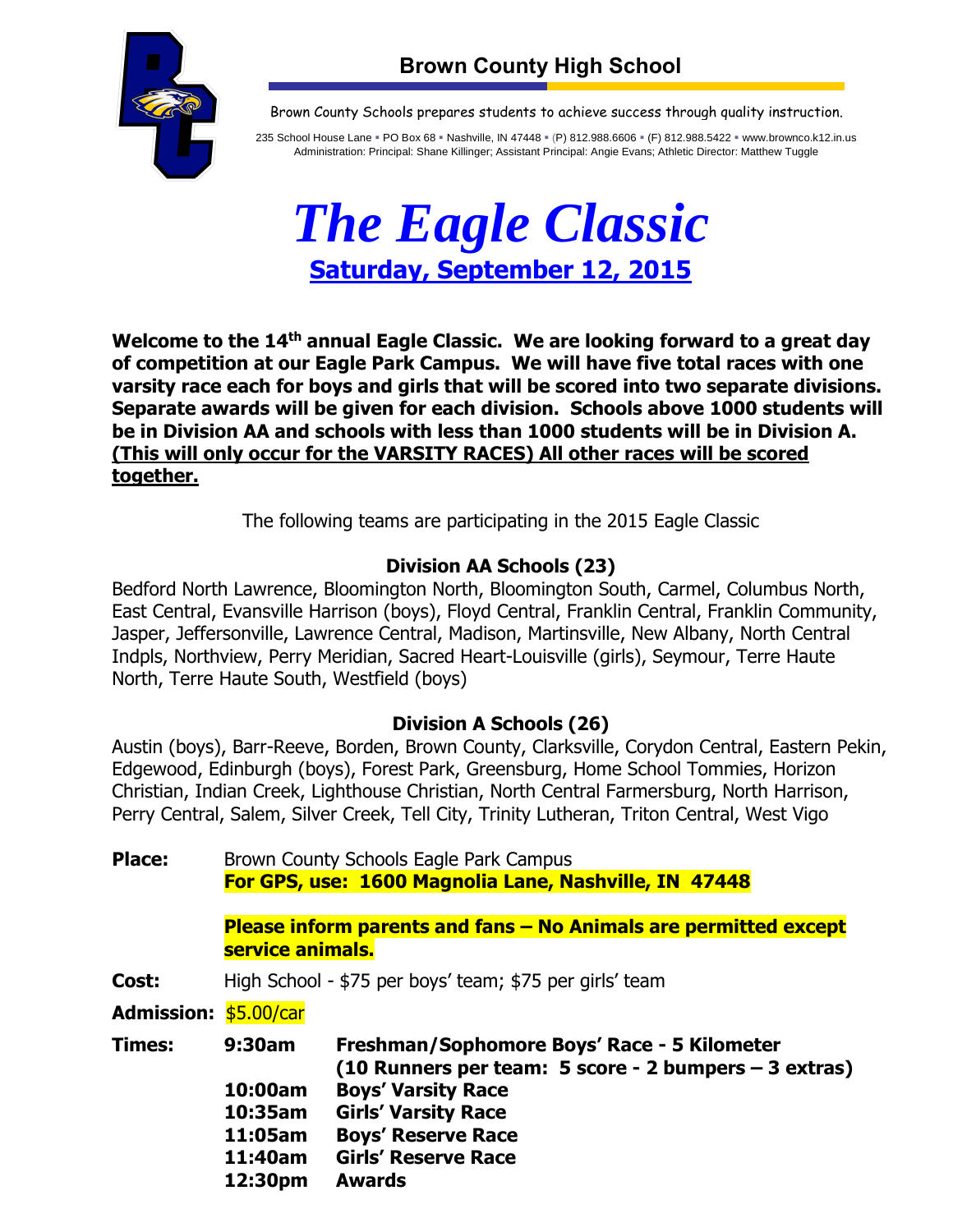# Brown County High School

Brown County Schools prepares students to achieve success through quality instruction.

235 School House Lane ▪ PO Box 68 ▪ Nashville, IN 47448 ▪ (P) 812.988.6606 ▪ (F) 812.988.5422 ▪ www.brownco.k12.in.us
Administration: Principal: Shane Killinger; Assistant Principal: Angie Evans; Athletic Director: Matthew Tuggle

# *The Eagle Classic*

## Saturday, September 12, 2015

**Welcome to the 14th annual Eagle Classic. We are looking forward to a great day of competition at our Eagle Park Campus. We will have five total races with one varsity race each for boys and girls that will be scored into two separate divisions. Separate awards will be given for each division. Schools above 1000 students will be in Division AA and schools with less than 1000 students will be in Division A. (This will only occur for the VARSITY RACES) All other races will be scored together.**

The following teams are participating in the 2015 Eagle Classic

### Division AA Schools (23)

Bedford North Lawrence, Bloomington North, Bloomington South, Carmel, Columbus North, East Central, Evansville Harrison (boys), Floyd Central, Franklin Central, Franklin Community, Jasper, Jeffersonville, Lawrence Central, Madison, Martinsville, New Albany, North Central Indpls, Northview, Perry Meridian, Sacred Heart-Louisville (girls), Seymour, Terre Haute North, Terre Haute South, Westfield (boys)

### Division A Schools (26)

Austin (boys), Barr-Reeve, Borden, Brown County, Clarksville, Corydon Central, Eastern Pekin, Edgewood, Edinburgh (boys), Forest Park, Greensburg, Home School Tommies, Horizon Christian, Indian Creek, Lighthouse Christian, North Central Farmersburg, North Harrison, Perry Central, Salem, Silver Creek, Tell City, Trinity Lutheran, Triton Central, West Vigo

**Place:** Brown County Schools Eagle Park Campus
**For GPS, use: 1600 Magnolia Lane, Nashville, IN 47448**

**Please inform parents and fans – No Animals are permitted except service animals.**

**Cost:** High School - $75 per boys' team; $75 per girls' team

**Admission:** $5.00/car

**Times:**

| | |
|---|---|
| **9:30am** | **Freshman/Sophomore Boys' Race - 5 Kilometer (10 Runners per team: 5 score - 2 bumpers – 3 extras)** |
| **10:00am** | **Boys' Varsity Race** |
| **10:35am** | **Girls' Varsity Race** |
| **11:05am** | **Boys' Reserve Race** |
| **11:40am** | **Girls' Reserve Race** |
| **12:30pm** | **Awards** |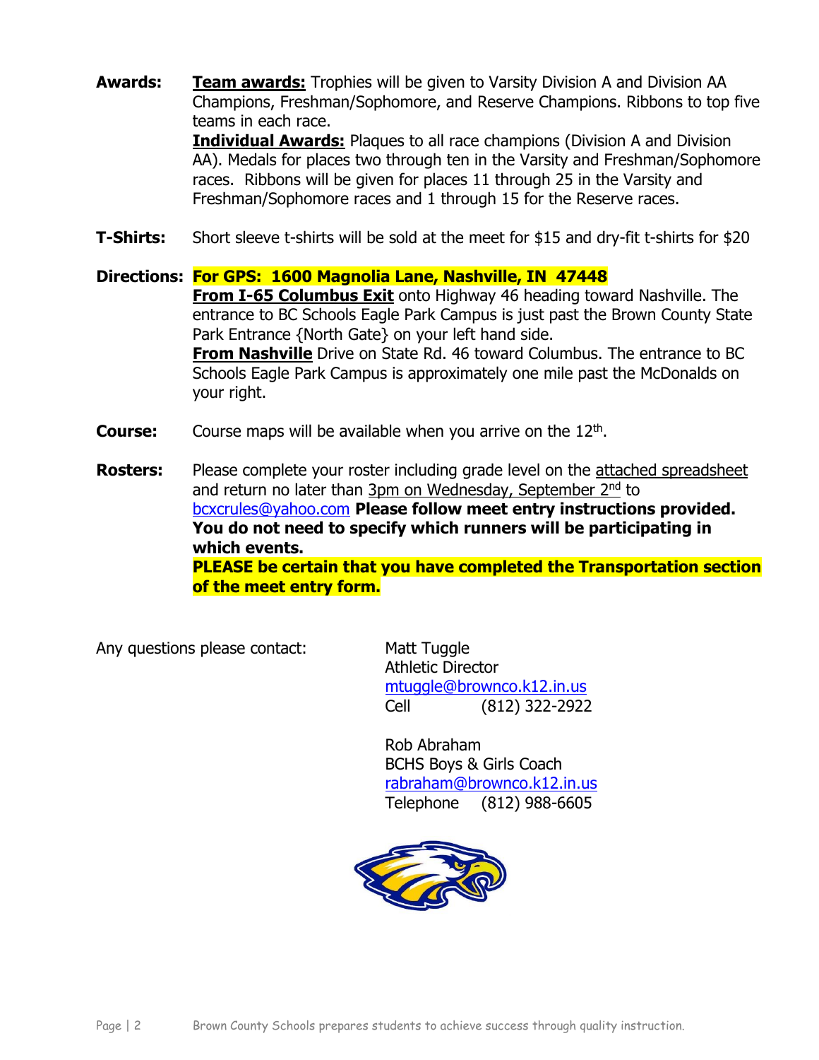**Awards:** **Team awards:** Trophies will be given to Varsity Division A and Division AA Champions, Freshman/Sophomore, and Reserve Champions. Ribbons to top five teams in each race.
**Individual Awards:** Plaques to all race champions (Division A and Division AA). Medals for places two through ten in the Varsity and Freshman/Sophomore races. Ribbons will be given for places 11 through 25 in the Varsity and Freshman/Sophomore races and 1 through 15 for the Reserve races.

**T-Shirts:** Short sleeve t-shirts will be sold at the meet for $15 and dry-fit t-shirts for $20

**Directions:** **For GPS: 1600 Magnolia Lane, Nashville, IN 47448**
**From I-65 Columbus Exit** onto Highway 46 heading toward Nashville. The entrance to BC Schools Eagle Park Campus is just past the Brown County State Park Entrance {North Gate} on your left hand side.
**From Nashville** Drive on State Rd. 46 toward Columbus. The entrance to BC Schools Eagle Park Campus is approximately one mile past the McDonalds on your right.

**Course:** Course maps will be available when you arrive on the 12th.

**Rosters:** Please complete your roster including grade level on the attached spreadsheet and return no later than 3pm on Wednesday, September 2nd to bcxcrules@yahoo.com **Please follow meet entry instructions provided. You do not need to specify which runners will be participating in which events.**
**PLEASE be certain that you have completed the Transportation section of the meet entry form.**

Any questions please contact:

Matt Tuggle
Athletic Director
mtuggle@brownco.k12.in.us
Cell (812) 322-2922

Rob Abraham
BCHS Boys & Girls Coach
rabraham@brownco.k12.in.us
Telephone (812) 988-6605

Brown County Schools prepares students to achieve success through quality instruction.